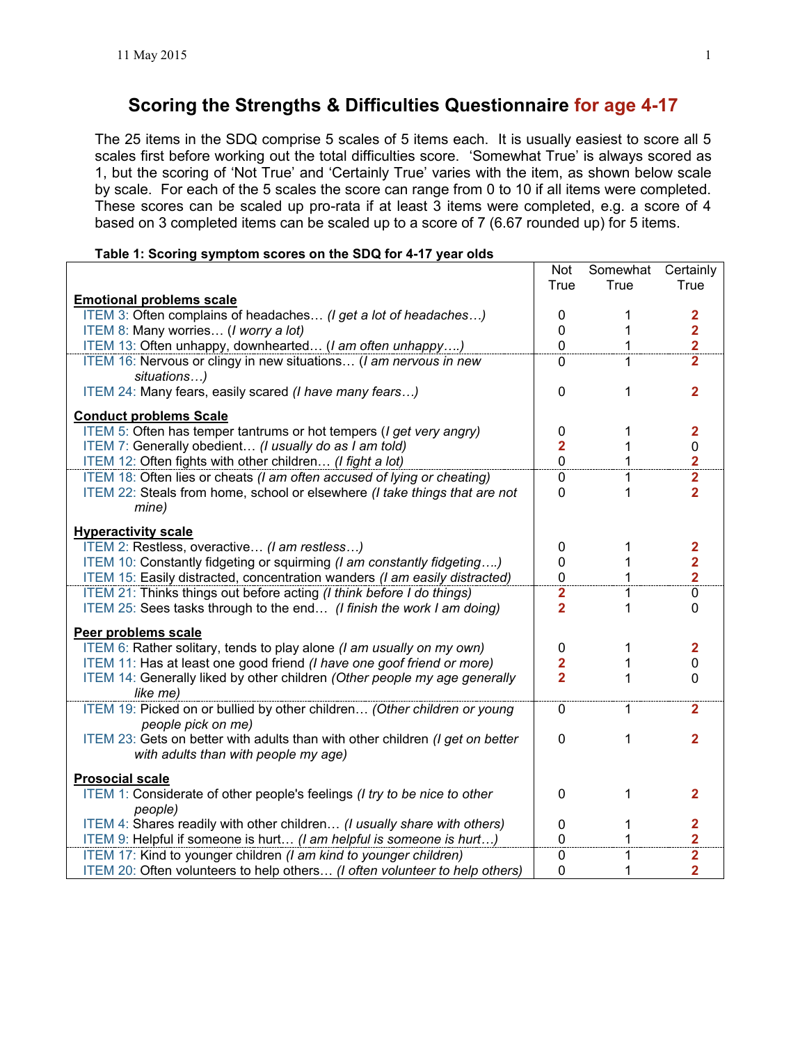# Scoring the Strengths & Difficulties Questionnaire for age 4-17

The 25 items in the SDQ comprise 5 scales of 5 items each. It is usually easiest to score all 5 scales first before working out the total difficulties score. 'Somewhat True' is always scored as 1, but the scoring of 'Not True' and 'Certainly True' varies with the item, as shown below scale by scale. For each of the 5 scales the score can range from 0 to 10 if all items were completed. These scores can be scaled up pro-rata if at least 3 items were completed, e.g. a score of 4 based on 3 completed items can be scaled up to a score of 7 (6.67 rounded up) for 5 items.

**Table 1: Scoring symptom scores on the SDQ for 4-17 year olds**

| | Not True | Somewhat True | Certainly True |
|---|---|---|---|
| **Emotional problems scale** | | | |
| ITEM 3: Often complains of headaches… *(I get a lot of headaches…)* | 0 | 1 | **2** |
| ITEM 8: Many worries… (*I worry a lot)* | 0 | 1 | **2** |
| ITEM 13: Often unhappy, downhearted… (*I am often unhappy….)* | 0 | 1 | **2** |
| ITEM 16: Nervous or clingy in new situations… (*I am nervous in new situations…)* | 0 | 1 | **2** |
| ITEM 24: Many fears, easily scared *(I have many fears…)* | 0 | 1 | **2** |
| **Conduct problems Scale** | | | |
| ITEM 5: Often has temper tantrums or hot tempers (*I get very angry)* | 0 | 1 | **2** |
| ITEM 7: Generally obedient… *(I usually do as I am told)* | **2** | 1 | 0 |
| ITEM 12: Often fights with other children… *(I fight a lot)* | 0 | 1 | **2** |
| ITEM 18: Often lies or cheats *(I am often accused of lying or cheating)* | 0 | 1 | **2** |
| ITEM 22: Steals from home, school or elsewhere *(I take things that are not mine)* | 0 | 1 | **2** |
| **Hyperactivity scale** | | | |
| ITEM 2: Restless, overactive… *(I am restless…)* | 0 | 1 | **2** |
| ITEM 10: Constantly fidgeting or squirming *(I am constantly fidgeting….)* | 0 | 1 | **2** |
| ITEM 15: Easily distracted, concentration wanders *(I am easily distracted)* | 0 | 1 | **2** |
| ITEM 21: Thinks things out before acting *(I think before I do things)* | **2** | 1 | 0 |
| ITEM 25: Sees tasks through to the end… *(I finish the work I am doing)* | **2** | 1 | 0 |
| **Peer problems scale** | | | |
| ITEM 6: Rather solitary, tends to play alone *(I am usually on my own)* | 0 | 1 | **2** |
| ITEM 11: Has at least one good friend *(I have one goof friend or more)* | **2** | 1 | 0 |
| ITEM 14: Generally liked by other children *(Other people my age generally like me)* | **2** | 1 | 0 |
| ITEM 19: Picked on or bullied by other children… *(Other children or young people pick on me)* | 0 | 1 | **2** |
| ITEM 23: Gets on better with adults than with other children *(I get on better with adults than with people my age)* | 0 | 1 | **2** |
| **Prosocial scale** | | | |
| ITEM 1: Considerate of other people's feelings *(I try to be nice to other people)* | 0 | 1 | **2** |
| ITEM 4: Shares readily with other children… *(I usually share with others)* | 0 | 1 | **2** |
| ITEM 9: Helpful if someone is hurt… *(I am helpful is someone is hurt…)* | 0 | 1 | **2** |
| ITEM 17: Kind to younger children *(I am kind to younger children)* | 0 | 1 | **2** |
| ITEM 20: Often volunteers to help others… *(I often volunteer to help others)* | 0 | 1 | **2** |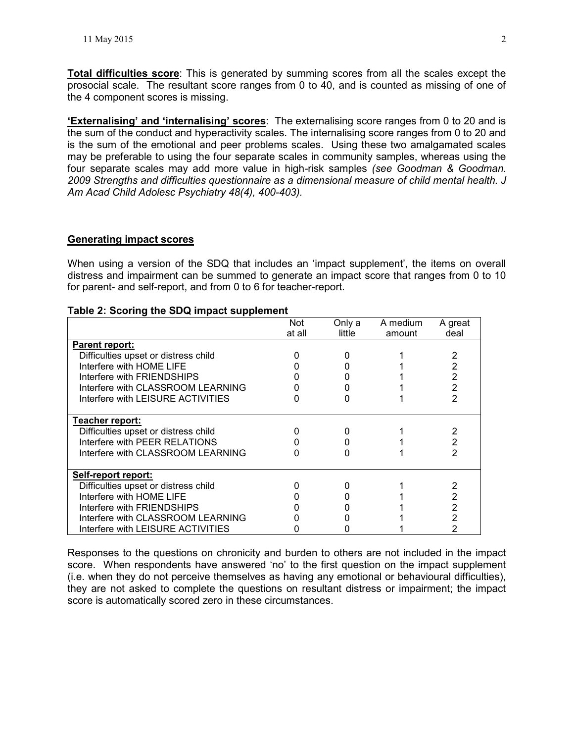**Total difficulties score**: This is generated by summing scores from all the scales except the prosocial scale. The resultant score ranges from 0 to 40, and is counted as missing of one of the 4 component scores is missing.

**'Externalising' and 'internalising' scores**: The externalising score ranges from 0 to 20 and is the sum of the conduct and hyperactivity scales. The internalising score ranges from 0 to 20 and is the sum of the emotional and peer problems scales. Using these two amalgamated scales may be preferable to using the four separate scales in community samples, whereas using the four separate scales may add more value in high-risk samples *(see Goodman & Goodman. 2009 Strengths and difficulties questionnaire as a dimensional measure of child mental health. J Am Acad Child Adolesc Psychiatry 48(4), 400-403)*.

## Generating impact scores

When using a version of the SDQ that includes an 'impact supplement', the items on overall distress and impairment can be summed to generate an impact score that ranges from 0 to 10 for parent- and self-report, and from 0 to 6 for teacher-report.

**Table 2: Scoring the SDQ impact supplement**

| | Not at all | Only a little | A medium amount | A great deal |
|---|---|---|---|---|
| **Parent report:** | | | | |
| Difficulties upset or distress child | 0 | 0 | 1 | 2 |
| Interfere with HOME LIFE | 0 | 0 | 1 | 2 |
| Interfere with FRIENDSHIPS | 0 | 0 | 1 | 2 |
| Interfere with CLASSROOM LEARNING | 0 | 0 | 1 | 2 |
| Interfere with LEISURE ACTIVITIES | 0 | 0 | 1 | 2 |
| **Teacher report:** | | | | |
| Difficulties upset or distress child | 0 | 0 | 1 | 2 |
| Interfere with PEER RELATIONS | 0 | 0 | 1 | 2 |
| Interfere with CLASSROOM LEARNING | 0 | 0 | 1 | 2 |
| **Self-report report:** | | | | |
| Difficulties upset or distress child | 0 | 0 | 1 | 2 |
| Interfere with HOME LIFE | 0 | 0 | 1 | 2 |
| Interfere with FRIENDSHIPS | 0 | 0 | 1 | 2 |
| Interfere with CLASSROOM LEARNING | 0 | 0 | 1 | 2 |
| Interfere with LEISURE ACTIVITIES | 0 | 0 | 1 | 2 |

Responses to the questions on chronicity and burden to others are not included in the impact score. When respondents have answered 'no' to the first question on the impact supplement (i.e. when they do not perceive themselves as having any emotional or behavioural difficulties), they are not asked to complete the questions on resultant distress or impairment; the impact score is automatically scored zero in these circumstances.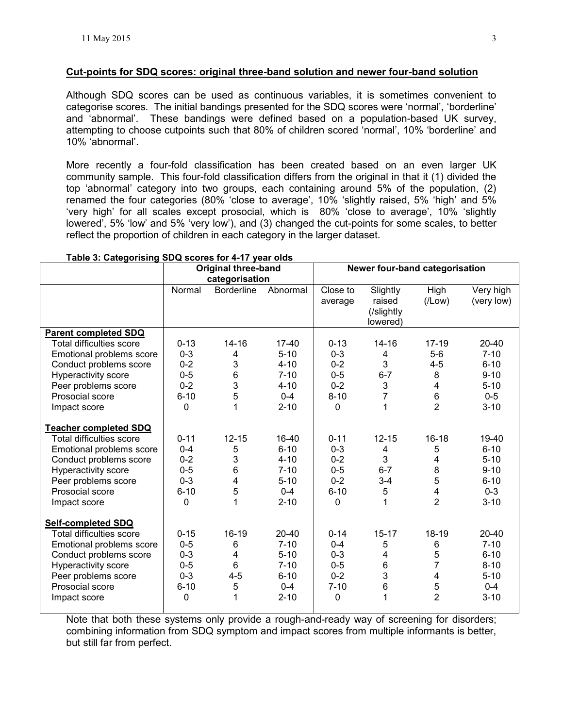**Cut-points for SDQ scores: original three-band solution and newer four-band solution**

Although SDQ scores can be used as continuous variables, it is sometimes convenient to categorise scores. The initial bandings presented for the SDQ scores were 'normal', 'borderline' and 'abnormal'. These bandings were defined based on a population-based UK survey, attempting to choose cutpoints such that 80% of children scored 'normal', 10% 'borderline' and 10% 'abnormal'.

More recently a four-fold classification has been created based on an even larger UK community sample. This four-fold classification differs from the original in that it (1) divided the top 'abnormal' category into two groups, each containing around 5% of the population, (2) renamed the four categories (80% 'close to average', 10% 'slightly raised, 5% 'high' and 5% 'very high' for all scales except prosocial, which is 80% 'close to average', 10% 'slightly lowered', 5% 'low' and 5% 'very low'), and (3) changed the cut-points for some scales, to better reflect the proportion of children in each category in the larger dataset.

**Table 3: Categorising SDQ scores for 4-17 year olds**

| | Original three-band categorisation | | | Newer four-band categorisation | | | |
|---|---|---|---|---|---|---|---|
| | Normal | Borderline | Abnormal | Close to average | Slightly raised (/slightly lowered) | High (/Low) | Very high (very low) |
| **Parent completed SDQ** | | | | | | | |
| Total difficulties score | 0-13 | 14-16 | 17-40 | 0-13 | 14-16 | 17-19 | 20-40 |
| Emotional problems score | 0-3 | 4 | 5-10 | 0-3 | 4 | 5-6 | 7-10 |
| Conduct problems score | 0-2 | 3 | 4-10 | 0-2 | 3 | 4-5 | 6-10 |
| Hyperactivity score | 0-5 | 6 | 7-10 | 0-5 | 6-7 | 8 | 9-10 |
| Peer problems score | 0-2 | 3 | 4-10 | 0-2 | 3 | 4 | 5-10 |
| Prosocial score | 6-10 | 5 | 0-4 | 8-10 | 7 | 6 | 0-5 |
| Impact score | 0 | 1 | 2-10 | 0 | 1 | 2 | 3-10 |
| **Teacher completed SDQ** | | | | | | | |
| Total difficulties score | 0-11 | 12-15 | 16-40 | 0-11 | 12-15 | 16-18 | 19-40 |
| Emotional problems score | 0-4 | 5 | 6-10 | 0-3 | 4 | 5 | 6-10 |
| Conduct problems score | 0-2 | 3 | 4-10 | 0-2 | 3 | 4 | 5-10 |
| Hyperactivity score | 0-5 | 6 | 7-10 | 0-5 | 6-7 | 8 | 9-10 |
| Peer problems score | 0-3 | 4 | 5-10 | 0-2 | 3-4 | 5 | 6-10 |
| Prosocial score | 6-10 | 5 | 0-4 | 6-10 | 5 | 4 | 0-3 |
| Impact score | 0 | 1 | 2-10 | 0 | 1 | 2 | 3-10 |
| **Self-completed SDQ** | | | | | | | |
| Total difficulties score | 0-15 | 16-19 | 20-40 | 0-14 | 15-17 | 18-19 | 20-40 |
| Emotional problems score | 0-5 | 6 | 7-10 | 0-4 | 5 | 6 | 7-10 |
| Conduct problems score | 0-3 | 4 | 5-10 | 0-3 | 4 | 5 | 6-10 |
| Hyperactivity score | 0-5 | 6 | 7-10 | 0-5 | 6 | 7 | 8-10 |
| Peer problems score | 0-3 | 4-5 | 6-10 | 0-2 | 3 | 4 | 5-10 |
| Prosocial score | 6-10 | 5 | 0-4 | 7-10 | 6 | 5 | 0-4 |
| Impact score | 0 | 1 | 2-10 | 0 | 1 | 2 | 3-10 |

Note that both these systems only provide a rough-and-ready way of screening for disorders; combining information from SDQ symptom and impact scores from multiple informants is better, but still far from perfect.